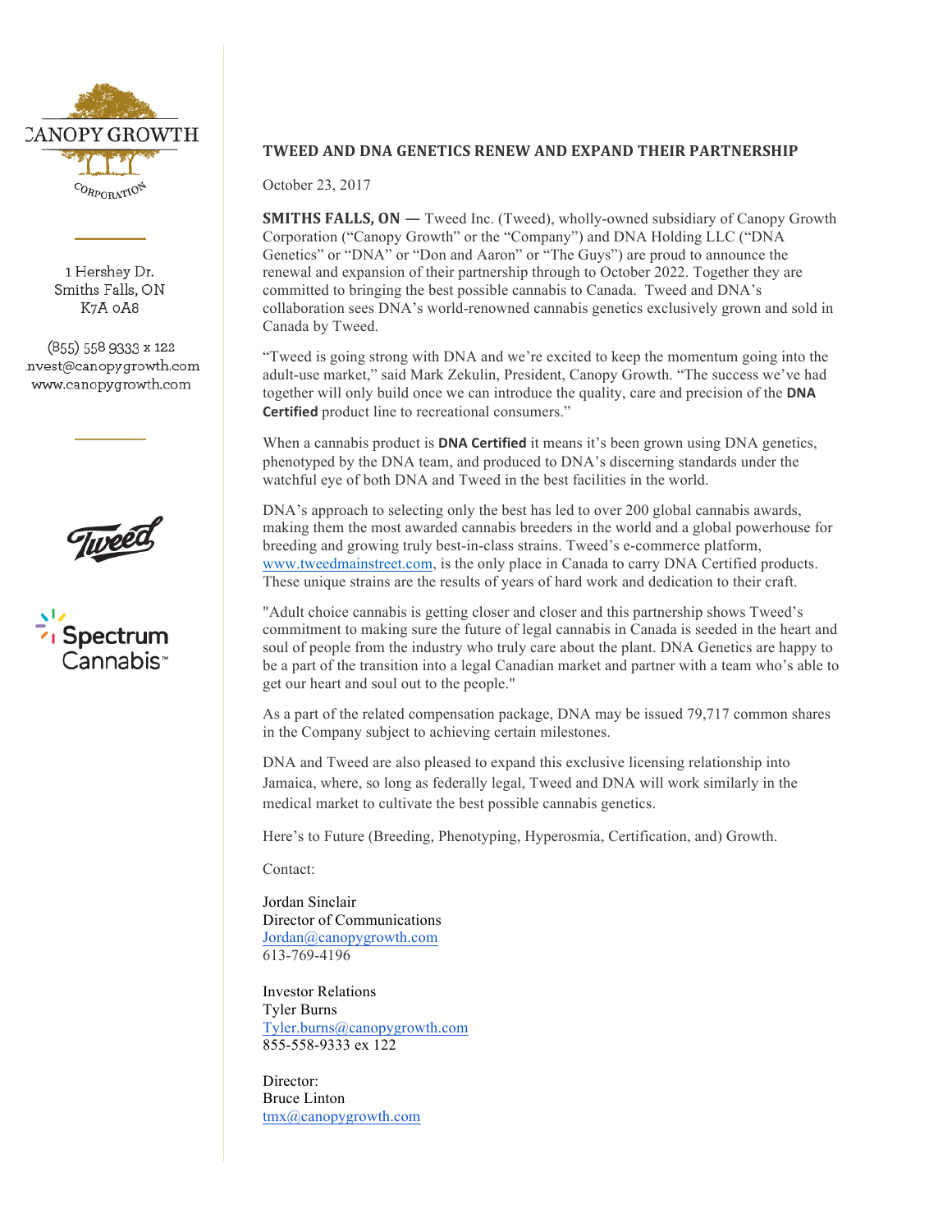CANOPY GROWTH CORPORATION

1 Hershey Dr.
Smiths Falls, ON
K7A 0A8

(855) 558 9333 x 122
invest@canopygrowth.com
www.canopygrowth.com

## TWEED AND DNA GENETICS RENEW AND EXPAND THEIR PARTNERSHIP

October 23, 2017

**SMITHS FALLS, ON —** Tweed Inc. (Tweed), wholly-owned subsidiary of Canopy Growth Corporation ("Canopy Growth" or the "Company") and DNA Holding LLC ("DNA Genetics" or "DNA" or "Don and Aaron" or "The Guys") are proud to announce the renewal and expansion of their partnership through to October 2022. Together they are committed to bringing the best possible cannabis to Canada. Tweed and DNA's collaboration sees DNA's world-renowned cannabis genetics exclusively grown and sold in Canada by Tweed.

"Tweed is going strong with DNA and we're excited to keep the momentum going into the adult-use market," said Mark Zekulin, President, Canopy Growth. "The success we've had together will only build once we can introduce the quality, care and precision of the **DNA Certified** product line to recreational consumers."

When a cannabis product is **DNA Certified** it means it's been grown using DNA genetics, phenotyped by the DNA team, and produced to DNA's discerning standards under the watchful eye of both DNA and Tweed in the best facilities in the world.

DNA's approach to selecting only the best has led to over 200 global cannabis awards, making them the most awarded cannabis breeders in the world and a global powerhouse for breeding and growing truly best-in-class strains. Tweed's e-commerce platform, www.tweedmainstreet.com, is the only place in Canada to carry DNA Certified products. These unique strains are the results of years of hard work and dedication to their craft.

"Adult choice cannabis is getting closer and closer and this partnership shows Tweed's commitment to making sure the future of legal cannabis in Canada is seeded in the heart and soul of people from the industry who truly care about the plant. DNA Genetics are happy to be a part of the transition into a legal Canadian market and partner with a team who's able to get our heart and soul out to the people."

As a part of the related compensation package, DNA may be issued 79,717 common shares in the Company subject to achieving certain milestones.

DNA and Tweed are also pleased to expand this exclusive licensing relationship into Jamaica, where, so long as federally legal, Tweed and DNA will work similarly in the medical market to cultivate the best possible cannabis genetics.

Here's to Future (Breeding, Phenotyping, Hyperosmia, Certification, and) Growth.

Contact:

Jordan Sinclair
Director of Communications
Jordan@canopygrowth.com
613-769-4196

Investor Relations
Tyler Burns
Tyler.burns@canopygrowth.com
855-558-9333 ex 122

Director:
Bruce Linton
tmx@canopygrowth.com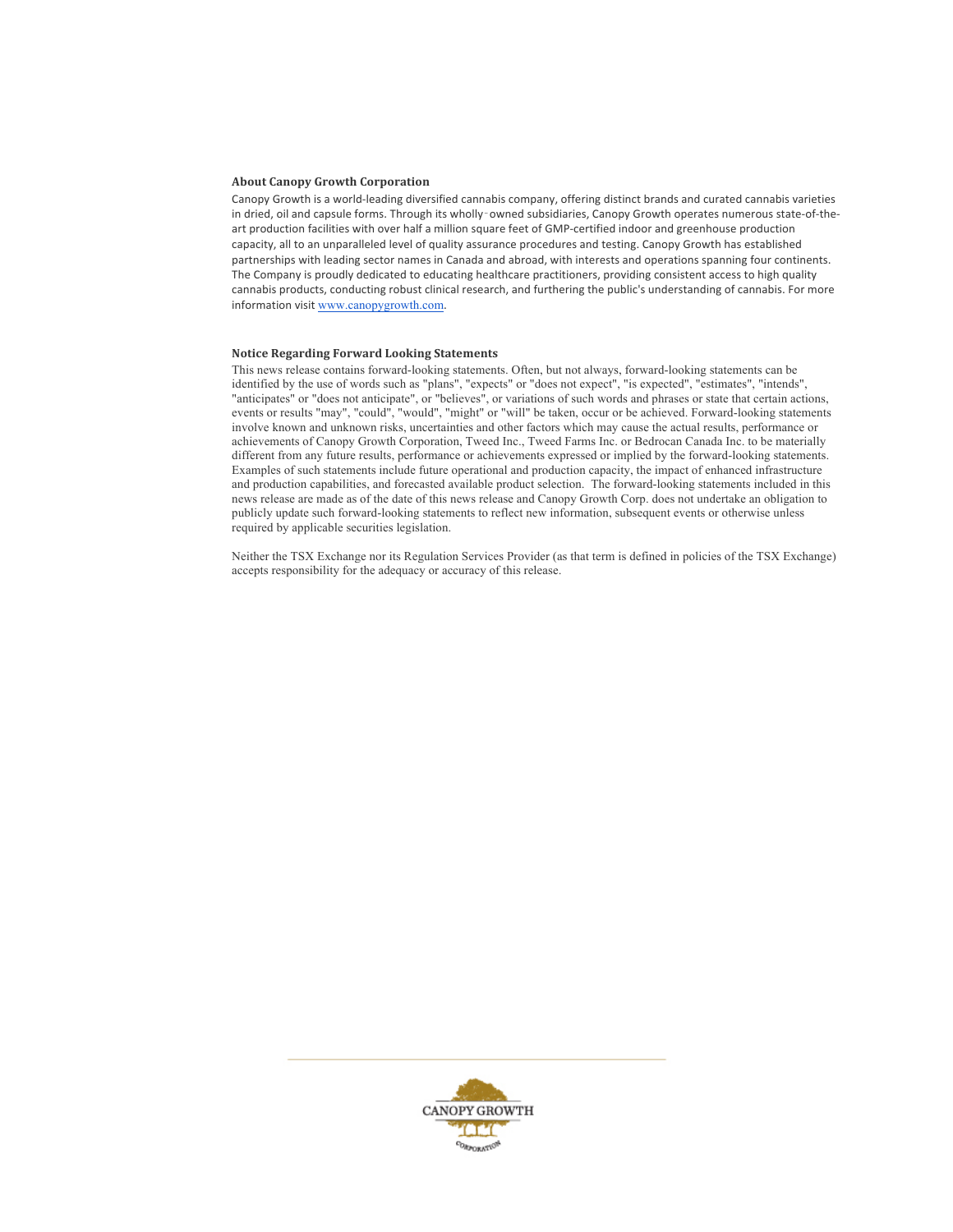**About Canopy Growth Corporation**

Canopy Growth is a world-leading diversified cannabis company, offering distinct brands and curated cannabis varieties in dried, oil and capsule forms. Through its wholly-owned subsidiaries, Canopy Growth operates numerous state-of-the-art production facilities with over half a million square feet of GMP-certified indoor and greenhouse production capacity, all to an unparalleled level of quality assurance procedures and testing. Canopy Growth has established partnerships with leading sector names in Canada and abroad, with interests and operations spanning four continents. The Company is proudly dedicated to educating healthcare practitioners, providing consistent access to high quality cannabis products, conducting robust clinical research, and furthering the public's understanding of cannabis. For more information visit www.canopygrowth.com.

**Notice Regarding Forward Looking Statements**

This news release contains forward-looking statements. Often, but not always, forward-looking statements can be identified by the use of words such as "plans", "expects" or "does not expect", "is expected", "estimates", "intends", "anticipates" or "does not anticipate", or "believes", or variations of such words and phrases or state that certain actions, events or results "may", "could", "would", "might" or "will" be taken, occur or be achieved. Forward-looking statements involve known and unknown risks, uncertainties and other factors which may cause the actual results, performance or achievements of Canopy Growth Corporation, Tweed Inc., Tweed Farms Inc. or Bedrocan Canada Inc. to be materially different from any future results, performance or achievements expressed or implied by the forward-looking statements. Examples of such statements include future operational and production capacity, the impact of enhanced infrastructure and production capabilities, and forecasted available product selection. The forward-looking statements included in this news release are made as of the date of this news release and Canopy Growth Corp. does not undertake an obligation to publicly update such forward-looking statements to reflect new information, subsequent events or otherwise unless required by applicable securities legislation.

Neither the TSX Exchange nor its Regulation Services Provider (as that term is defined in policies of the TSX Exchange) accepts responsibility for the adequacy or accuracy of this release.